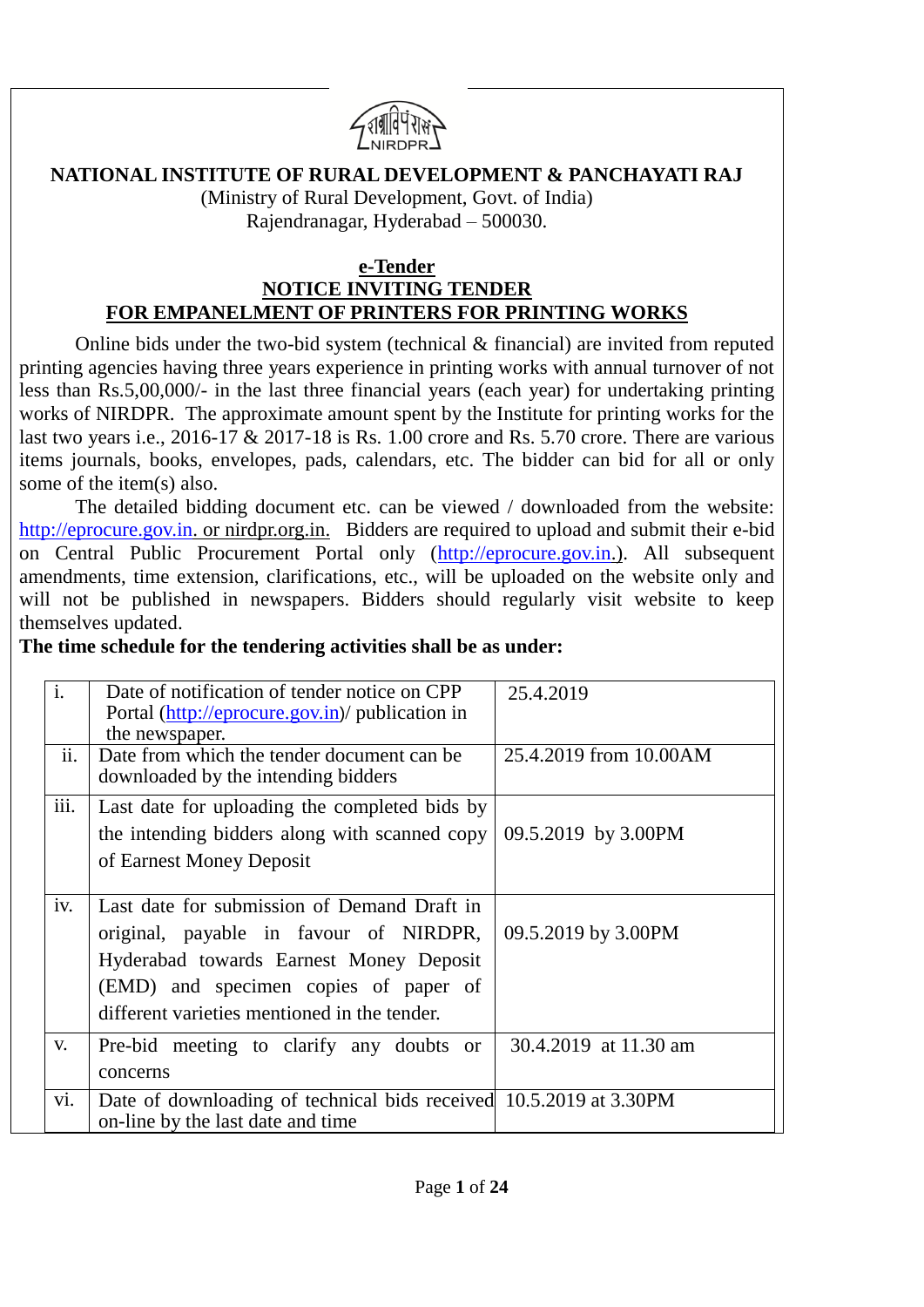**NATIONAL INSTITUTE OF RURAL DEVELOPMENT & PANCHAYATI RAJ**

(Ministry of Rural Development, Govt. of India)
Rajendranagar, Hyderabad – 500030.

**e-Tender**

**NOTICE INVITING TENDER**

**FOR EMPANELMENT OF PRINTERS FOR PRINTING WORKS**

Online bids under the two-bid system (technical & financial) are invited from reputed printing agencies having three years experience in printing works with annual turnover of not less than Rs.5,00,000/- in the last three financial years (each year) for undertaking printing works of NIRDPR. The approximate amount spent by the Institute for printing works for the last two years i.e., 2016-17 & 2017-18 is Rs. 1.00 crore and Rs. 5.70 crore. There are various items journals, books, envelopes, pads, calendars, etc. The bidder can bid for all or only some of the item(s) also.

The detailed bidding document etc. can be viewed / downloaded from the website: http://eprocure.gov.in. or nirdpr.org.in. Bidders are required to upload and submit their e-bid on Central Public Procurement Portal only (http://eprocure.gov.in.). All subsequent amendments, time extension, clarifications, etc., will be uploaded on the website only and will not be published in newspapers. Bidders should regularly visit website to keep themselves updated.

**The time schedule for the tendering activities shall be as under:**

| | | |
|---|---|---|
| i. | Date of notification of tender notice on CPP Portal (http://eprocure.gov.in)/ publication in the newspaper. | 25.4.2019 |
| ii. | Date from which the tender document can be downloaded by the intending bidders | 25.4.2019 from 10.00AM |
| iii. | Last date for uploading the completed bids by the intending bidders along with scanned copy of Earnest Money Deposit | 09.5.2019 by 3.00PM |
| iv. | Last date for submission of Demand Draft in original, payable in favour of NIRDPR, Hyderabad towards Earnest Money Deposit (EMD) and specimen copies of paper of different varieties mentioned in the tender. | 09.5.2019 by 3.00PM |
| v. | Pre-bid meeting to clarify any doubts or concerns | 30.4.2019 at 11.30 am |
| vi. | Date of downloading of technical bids received on-line by the last date and time | 10.5.2019 at 3.30PM |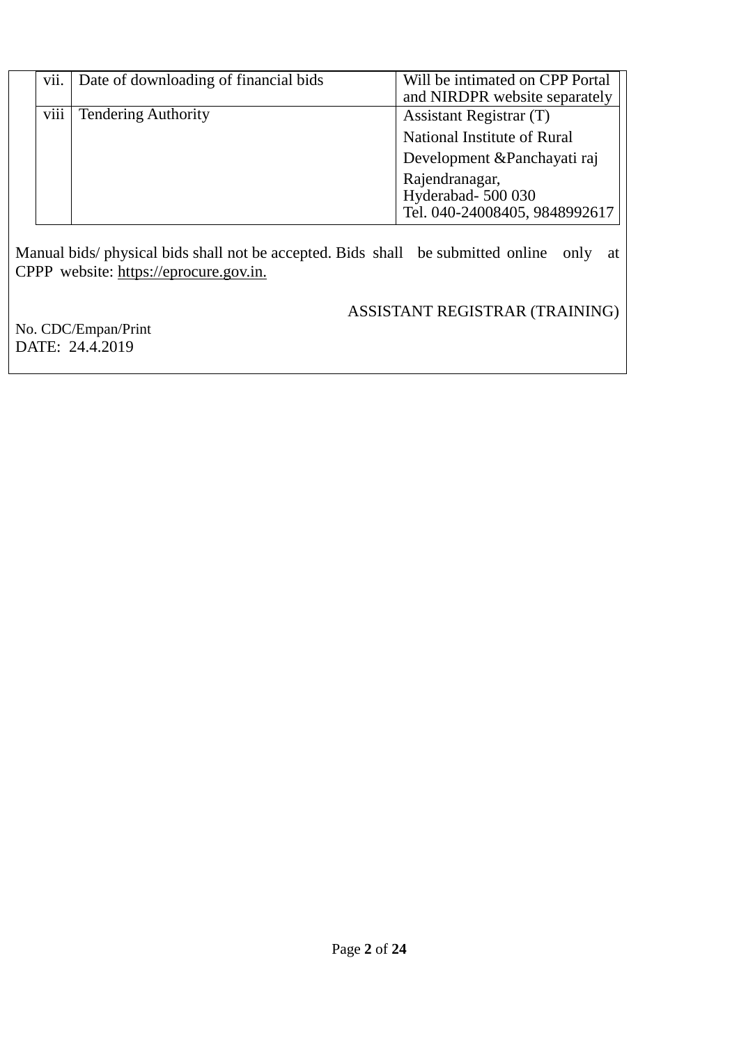| | | |
|---|---|---|
| vii. | Date of downloading of financial bids | Will be intimated on CPP Portal and NIRDPR website separately |
| viii | Tendering Authority | Assistant Registrar (T)<br>National Institute of Rural Development &Panchayati raj<br>Rajendranagar, Hyderabad- 500 030<br>Tel. 040-24008405, 9848992617 |

Manual bids/ physical bids shall not be accepted. Bids shall be submitted online only at CPPP website: https://eprocure.gov.in.

ASSISTANT REGISTRAR (TRAINING)

No. CDC/Empan/Print
DATE: 24.4.2019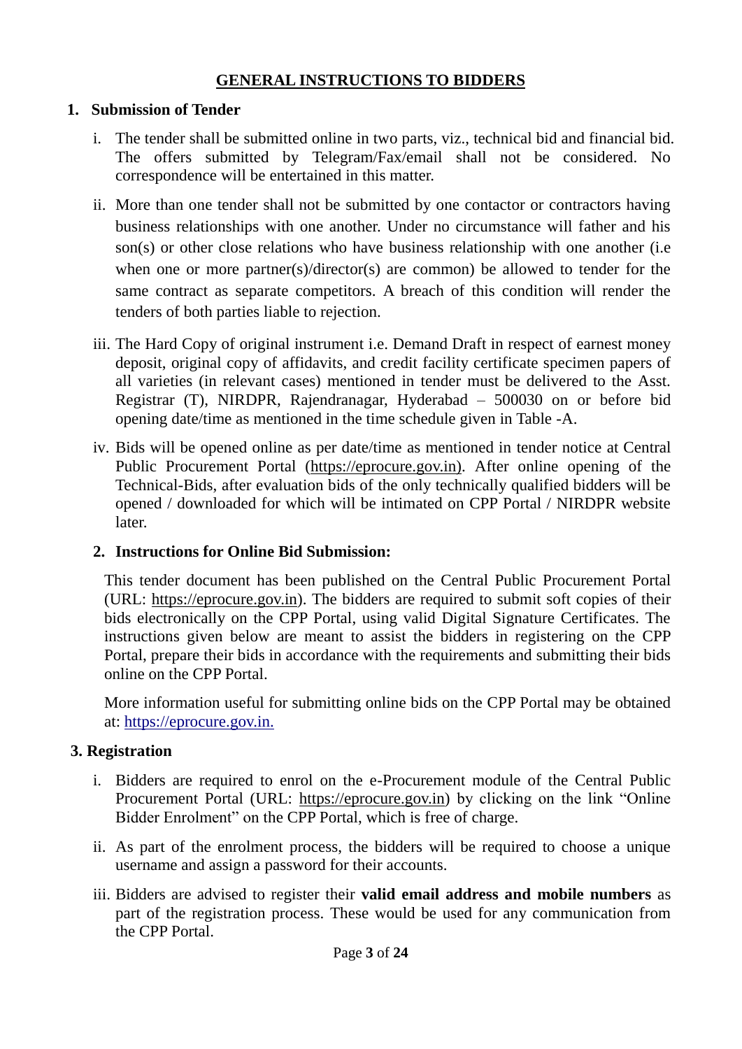## GENERAL INSTRUCTIONS TO BIDDERS

### 1. Submission of Tender

i. The tender shall be submitted online in two parts, viz., technical bid and financial bid. The offers submitted by Telegram/Fax/email shall not be considered. No correspondence will be entertained in this matter.

ii. More than one tender shall not be submitted by one contactor or contractors having business relationships with one another. Under no circumstance will father and his son(s) or other close relations who have business relationship with one another (i.e when one or more partner(s)/director(s) are common) be allowed to tender for the same contract as separate competitors. A breach of this condition will render the tenders of both parties liable to rejection.

iii. The Hard Copy of original instrument i.e. Demand Draft in respect of earnest money deposit, original copy of affidavits, and credit facility certificate specimen papers of all varieties (in relevant cases) mentioned in tender must be delivered to the Asst. Registrar (T), NIRDPR, Rajendranagar, Hyderabad – 500030 on or before bid opening date/time as mentioned in the time schedule given in Table -A.

iv. Bids will be opened online as per date/time as mentioned in tender notice at Central Public Procurement Portal (https://eprocure.gov.in). After online opening of the Technical-Bids, after evaluation bids of the only technically qualified bidders will be opened / downloaded for which will be intimated on CPP Portal / NIRDPR website later.

### 2. Instructions for Online Bid Submission:

This tender document has been published on the Central Public Procurement Portal (URL: https://eprocure.gov.in). The bidders are required to submit soft copies of their bids electronically on the CPP Portal, using valid Digital Signature Certificates. The instructions given below are meant to assist the bidders in registering on the CPP Portal, prepare their bids in accordance with the requirements and submitting their bids online on the CPP Portal.

More information useful for submitting online bids on the CPP Portal may be obtained at: https://eprocure.gov.in.

### 3. Registration

i. Bidders are required to enrol on the e-Procurement module of the Central Public Procurement Portal (URL: https://eprocure.gov.in) by clicking on the link "Online Bidder Enrolment" on the CPP Portal, which is free of charge.

ii. As part of the enrolment process, the bidders will be required to choose a unique username and assign a password for their accounts.

iii. Bidders are advised to register their **valid email address and mobile numbers** as part of the registration process. These would be used for any communication from the CPP Portal.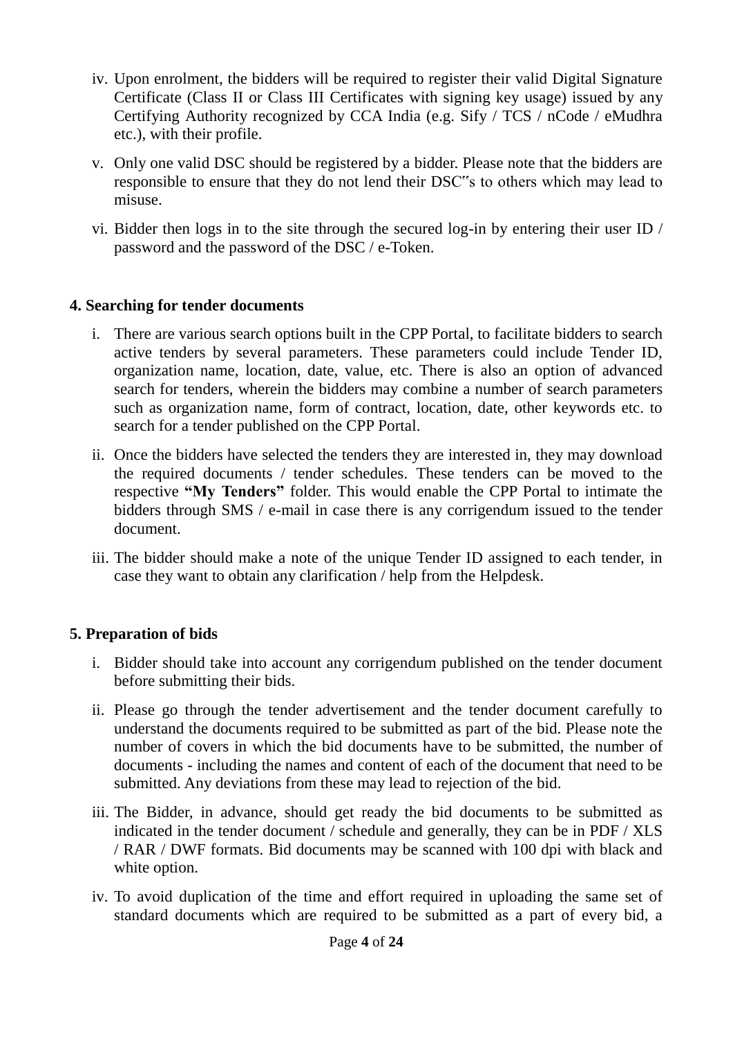iv. Upon enrolment, the bidders will be required to register their valid Digital Signature Certificate (Class II or Class III Certificates with signing key usage) issued by any Certifying Authority recognized by CCA India (e.g. Sify / TCS / nCode / eMudhra etc.), with their profile.

v. Only one valid DSC should be registered by a bidder. Please note that the bidders are responsible to ensure that they do not lend their DSC"s to others which may lead to misuse.

vi. Bidder then logs in to the site through the secured log-in by entering their user ID / password and the password of the DSC / e-Token.

**4. Searching for tender documents**

i. There are various search options built in the CPP Portal, to facilitate bidders to search active tenders by several parameters. These parameters could include Tender ID, organization name, location, date, value, etc. There is also an option of advanced search for tenders, wherein the bidders may combine a number of search parameters such as organization name, form of contract, location, date, other keywords etc. to search for a tender published on the CPP Portal.

ii. Once the bidders have selected the tenders they are interested in, they may download the required documents / tender schedules. These tenders can be moved to the respective **"My Tenders"** folder. This would enable the CPP Portal to intimate the bidders through SMS / e-mail in case there is any corrigendum issued to the tender document.

iii. The bidder should make a note of the unique Tender ID assigned to each tender, in case they want to obtain any clarification / help from the Helpdesk.

**5. Preparation of bids**

i. Bidder should take into account any corrigendum published on the tender document before submitting their bids.

ii. Please go through the tender advertisement and the tender document carefully to understand the documents required to be submitted as part of the bid. Please note the number of covers in which the bid documents have to be submitted, the number of documents - including the names and content of each of the document that need to be submitted. Any deviations from these may lead to rejection of the bid.

iii. The Bidder, in advance, should get ready the bid documents to be submitted as indicated in the tender document / schedule and generally, they can be in PDF / XLS / RAR / DWF formats. Bid documents may be scanned with 100 dpi with black and white option.

iv. To avoid duplication of the time and effort required in uploading the same set of standard documents which are required to be submitted as a part of every bid, a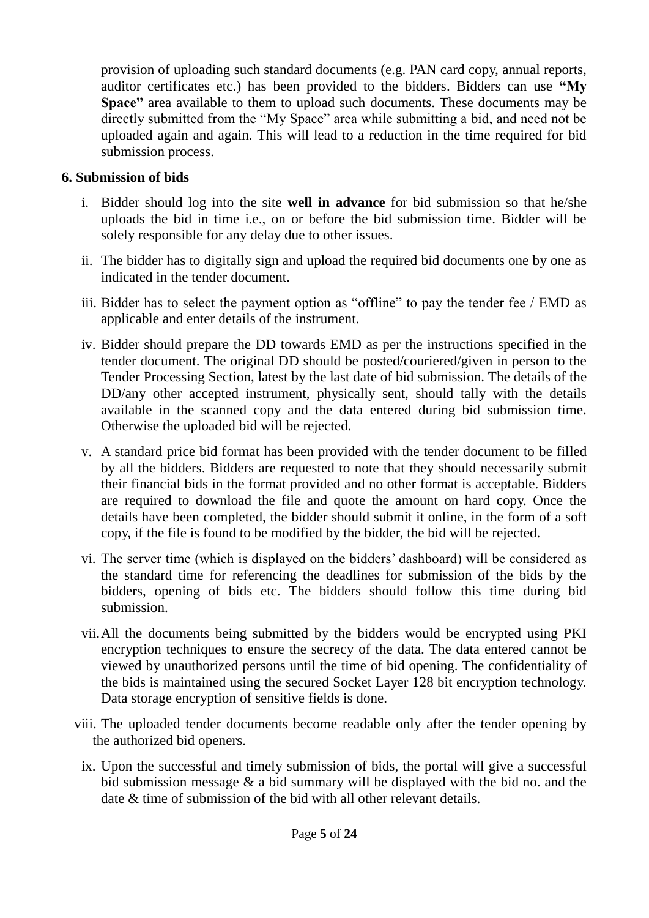provision of uploading such standard documents (e.g. PAN card copy, annual reports, auditor certificates etc.) has been provided to the bidders. Bidders can use **"My Space"** area available to them to upload such documents. These documents may be directly submitted from the "My Space" area while submitting a bid, and need not be uploaded again and again. This will lead to a reduction in the time required for bid submission process.

**6. Submission of bids**

i. Bidder should log into the site **well in advance** for bid submission so that he/she uploads the bid in time i.e., on or before the bid submission time. Bidder will be solely responsible for any delay due to other issues.

ii. The bidder has to digitally sign and upload the required bid documents one by one as indicated in the tender document.

iii. Bidder has to select the payment option as "offline" to pay the tender fee / EMD as applicable and enter details of the instrument.

iv. Bidder should prepare the DD towards EMD as per the instructions specified in the tender document. The original DD should be posted/couriered/given in person to the Tender Processing Section, latest by the last date of bid submission. The details of the DD/any other accepted instrument, physically sent, should tally with the details available in the scanned copy and the data entered during bid submission time. Otherwise the uploaded bid will be rejected.

v. A standard price bid format has been provided with the tender document to be filled by all the bidders. Bidders are requested to note that they should necessarily submit their financial bids in the format provided and no other format is acceptable. Bidders are required to download the file and quote the amount on hard copy. Once the details have been completed, the bidder should submit it online, in the form of a soft copy, if the file is found to be modified by the bidder, the bid will be rejected.

vi. The server time (which is displayed on the bidders' dashboard) will be considered as the standard time for referencing the deadlines for submission of the bids by the bidders, opening of bids etc. The bidders should follow this time during bid submission.

vii. All the documents being submitted by the bidders would be encrypted using PKI encryption techniques to ensure the secrecy of the data. The data entered cannot be viewed by unauthorized persons until the time of bid opening. The confidentiality of the bids is maintained using the secured Socket Layer 128 bit encryption technology. Data storage encryption of sensitive fields is done.

viii. The uploaded tender documents become readable only after the tender opening by the authorized bid openers.

ix. Upon the successful and timely submission of bids, the portal will give a successful bid submission message & a bid summary will be displayed with the bid no. and the date & time of submission of the bid with all other relevant details.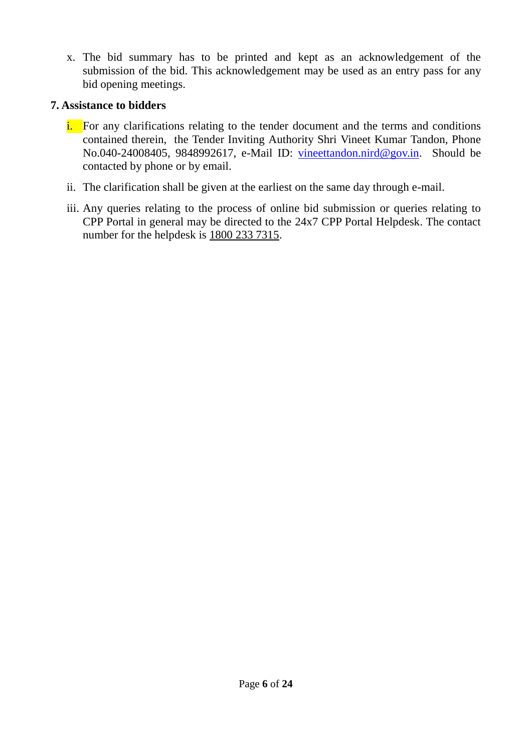x. The bid summary has to be printed and kept as an acknowledgement of the submission of the bid. This acknowledgement may be used as an entry pass for any bid opening meetings.

**7. Assistance to bidders**

i. For any clarifications relating to the tender document and the terms and conditions contained therein, the Tender Inviting Authority Shri Vineet Kumar Tandon, Phone No.040-24008405, 9848992617, e-Mail ID: vineettandon.nird@gov.in. Should be contacted by phone or by email.

ii. The clarification shall be given at the earliest on the same day through e-mail.

iii. Any queries relating to the process of online bid submission or queries relating to CPP Portal in general may be directed to the 24x7 CPP Portal Helpdesk. The contact number for the helpdesk is 1800 233 7315.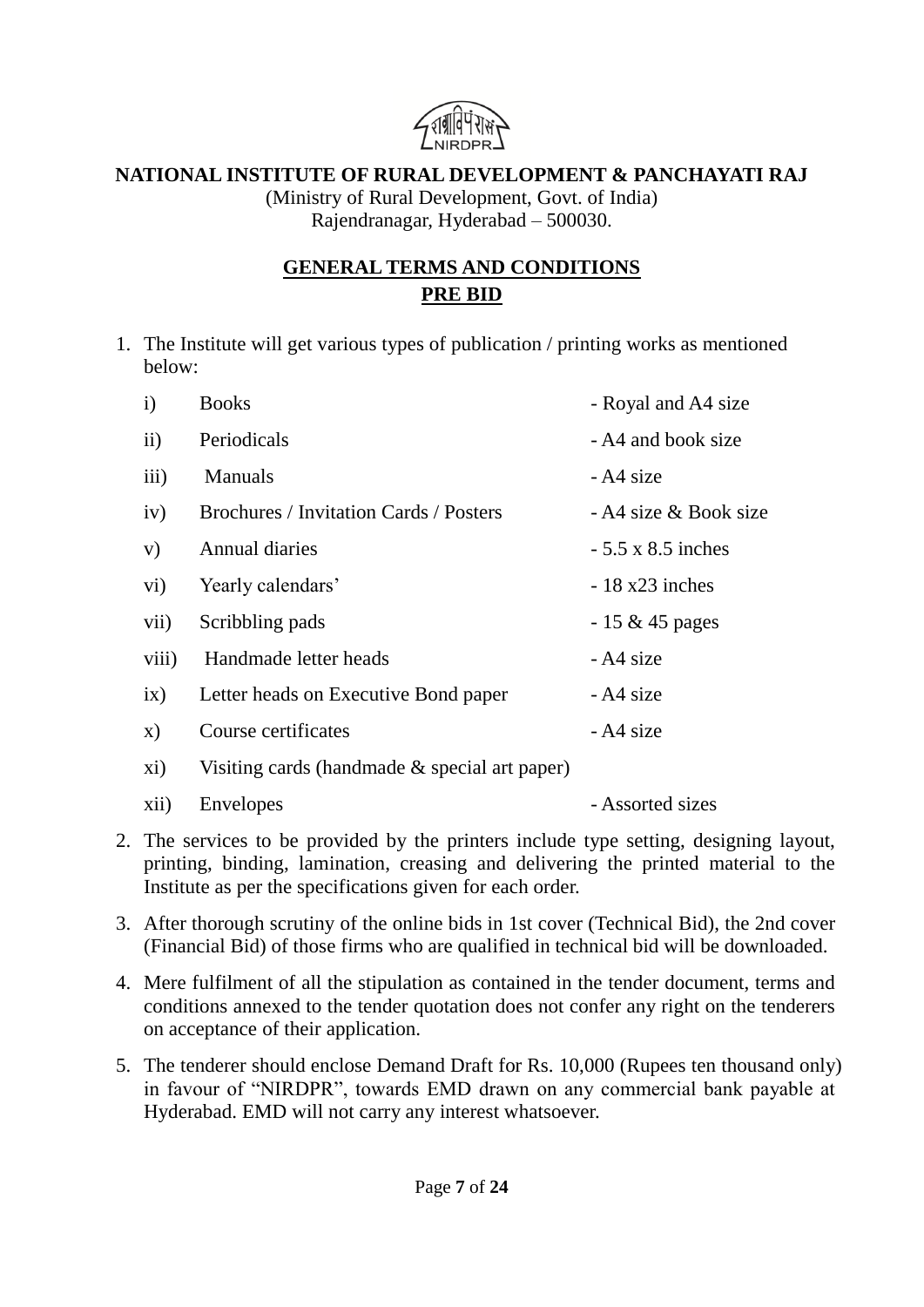**NATIONAL INSTITUTE OF RURAL DEVELOPMENT & PANCHAYATI RAJ**

(Ministry of Rural Development, Govt. of India)

Rajendranagar, Hyderabad – 500030.

## GENERAL TERMS AND CONDITIONS

## PRE BID

1. The Institute will get various types of publication / printing works as mentioned below:

| | | |
|---|---|---|
| i) | Books | - Royal and A4 size |
| ii) | Periodicals | - A4 and book size |
| iii) | Manuals | - A4 size |
| iv) | Brochures / Invitation Cards / Posters | - A4 size & Book size |
| v) | Annual diaries | - 5.5 x 8.5 inches |
| vi) | Yearly calendars' | - 18 x23 inches |
| vii) | Scribbling pads | - 15 & 45 pages |
| viii) | Handmade letter heads | - A4 size |
| ix) | Letter heads on Executive Bond paper | - A4 size |
| x) | Course certificates | - A4 size |
| xi) | Visiting cards (handmade & special art paper) | |
| xii) | Envelopes | - Assorted sizes |

2. The services to be provided by the printers include type setting, designing layout, printing, binding, lamination, creasing and delivering the printed material to the Institute as per the specifications given for each order.

3. After thorough scrutiny of the online bids in 1st cover (Technical Bid), the 2nd cover (Financial Bid) of those firms who are qualified in technical bid will be downloaded.

4. Mere fulfilment of all the stipulation as contained in the tender document, terms and conditions annexed to the tender quotation does not confer any right on the tenderers on acceptance of their application.

5. The tenderer should enclose Demand Draft for Rs. 10,000 (Rupees ten thousand only) in favour of "NIRDPR", towards EMD drawn on any commercial bank payable at Hyderabad. EMD will not carry any interest whatsoever.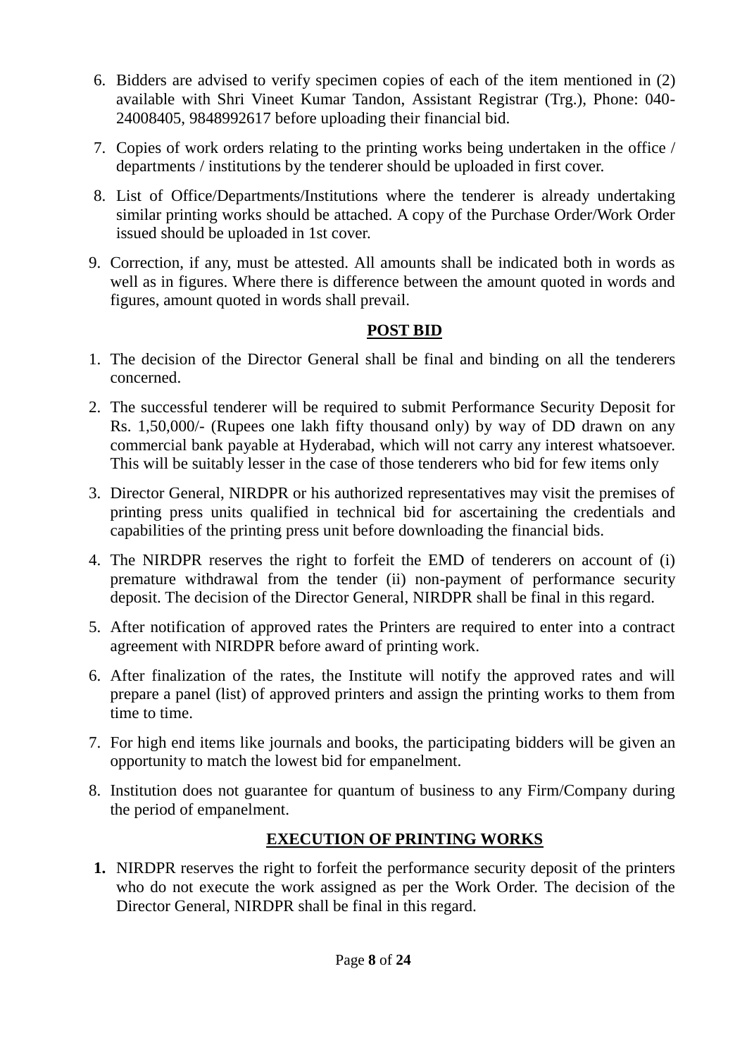6. Bidders are advised to verify specimen copies of each of the item mentioned in (2) available with Shri Vineet Kumar Tandon, Assistant Registrar (Trg.), Phone: 040-24008405, 9848992617 before uploading their financial bid.
7. Copies of work orders relating to the printing works being undertaken in the office / departments / institutions by the tenderer should be uploaded in first cover.
8. List of Office/Departments/Institutions where the tenderer is already undertaking similar printing works should be attached. A copy of the Purchase Order/Work Order issued should be uploaded in 1st cover.
9. Correction, if any, must be attested. All amounts shall be indicated both in words as well as in figures. Where there is difference between the amount quoted in words and figures, amount quoted in words shall prevail.

## POST BID

1. The decision of the Director General shall be final and binding on all the tenderers concerned.
2. The successful tenderer will be required to submit Performance Security Deposit for Rs. 1,50,000/- (Rupees one lakh fifty thousand only) by way of DD drawn on any commercial bank payable at Hyderabad, which will not carry any interest whatsoever. This will be suitably lesser in the case of those tenderers who bid for few items only
3. Director General, NIRDPR or his authorized representatives may visit the premises of printing press units qualified in technical bid for ascertaining the credentials and capabilities of the printing press unit before downloading the financial bids.
4. The NIRDPR reserves the right to forfeit the EMD of tenderers on account of (i) premature withdrawal from the tender (ii) non-payment of performance security deposit. The decision of the Director General, NIRDPR shall be final in this regard.
5. After notification of approved rates the Printers are required to enter into a contract agreement with NIRDPR before award of printing work.
6. After finalization of the rates, the Institute will notify the approved rates and will prepare a panel (list) of approved printers and assign the printing works to them from time to time.
7. For high end items like journals and books, the participating bidders will be given an opportunity to match the lowest bid for empanelment.
8. Institution does not guarantee for quantum of business to any Firm/Company during the period of empanelment.

## EXECUTION OF PRINTING WORKS

1. NIRDPR reserves the right to forfeit the performance security deposit of the printers who do not execute the work assigned as per the Work Order. The decision of the Director General, NIRDPR shall be final in this regard.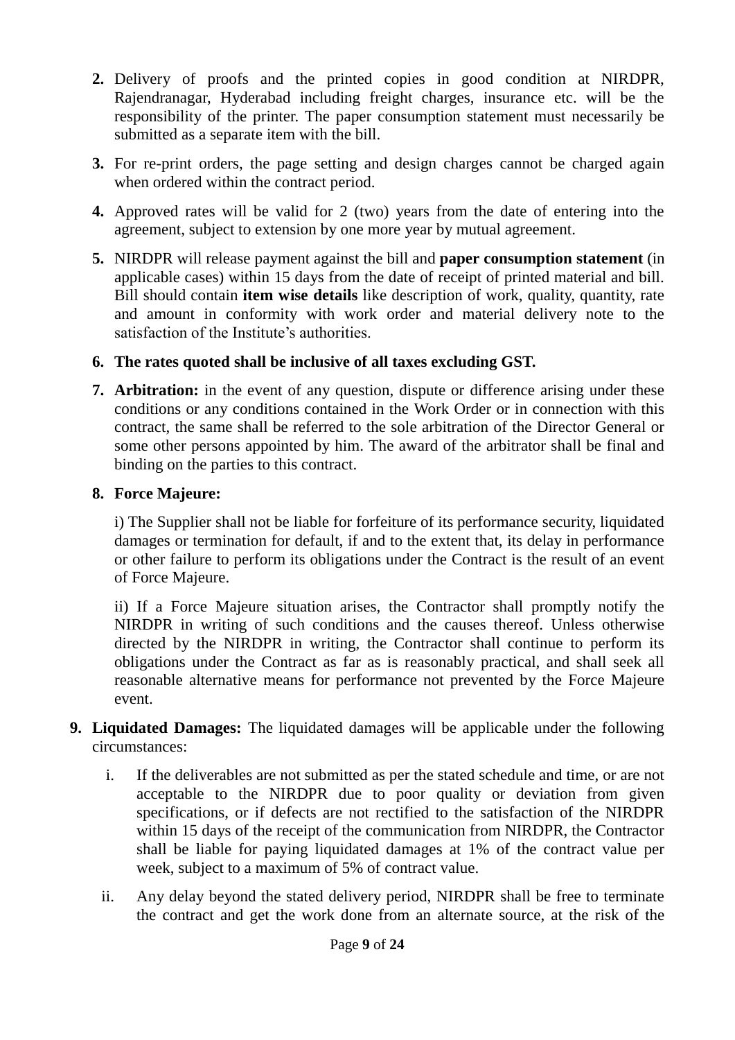2. Delivery of proofs and the printed copies in good condition at NIRDPR, Rajendranagar, Hyderabad including freight charges, insurance etc. will be the responsibility of the printer. The paper consumption statement must necessarily be submitted as a separate item with the bill.

3. For re-print orders, the page setting and design charges cannot be charged again when ordered within the contract period.

4. Approved rates will be valid for 2 (two) years from the date of entering into the agreement, subject to extension by one more year by mutual agreement.

5. NIRDPR will release payment against the bill and **paper consumption statement** (in applicable cases) within 15 days from the date of receipt of printed material and bill. Bill should contain **item wise details** like description of work, quality, quantity, rate and amount in conformity with work order and material delivery note to the satisfaction of the Institute's authorities.

6. **The rates quoted shall be inclusive of all taxes excluding GST.**

7. **Arbitration:** in the event of any question, dispute or difference arising under these conditions or any conditions contained in the Work Order or in connection with this contract, the same shall be referred to the sole arbitration of the Director General or some other persons appointed by him. The award of the arbitrator shall be final and binding on the parties to this contract.

8. **Force Majeure:**

   i) The Supplier shall not be liable for forfeiture of its performance security, liquidated damages or termination for default, if and to the extent that, its delay in performance or other failure to perform its obligations under the Contract is the result of an event of Force Majeure.

   ii) If a Force Majeure situation arises, the Contractor shall promptly notify the NIRDPR in writing of such conditions and the causes thereof. Unless otherwise directed by the NIRDPR in writing, the Contractor shall continue to perform its obligations under the Contract as far as is reasonably practical, and shall seek all reasonable alternative means for performance not prevented by the Force Majeure event.

9. **Liquidated Damages:** The liquidated damages will be applicable under the following circumstances:

   i. If the deliverables are not submitted as per the stated schedule and time, or are not acceptable to the NIRDPR due to poor quality or deviation from given specifications, or if defects are not rectified to the satisfaction of the NIRDPR within 15 days of the receipt of the communication from NIRDPR, the Contractor shall be liable for paying liquidated damages at 1% of the contract value per week, subject to a maximum of 5% of contract value.

   ii. Any delay beyond the stated delivery period, NIRDPR shall be free to terminate the contract and get the work done from an alternate source, at the risk of the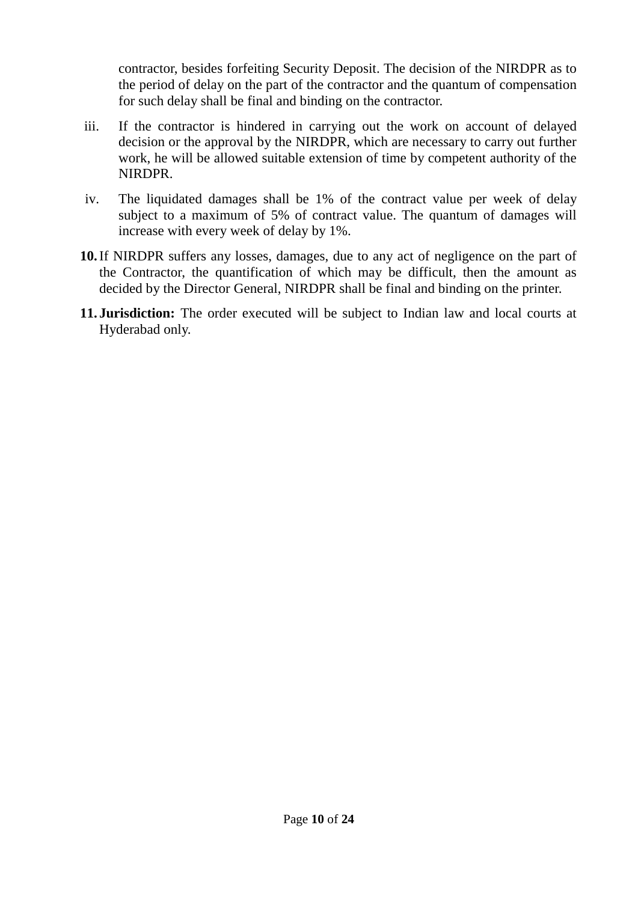contractor, besides forfeiting Security Deposit. The decision of the NIRDPR as to the period of delay on the part of the contractor and the quantum of compensation for such delay shall be final and binding on the contractor.

iii. If the contractor is hindered in carrying out the work on account of delayed decision or the approval by the NIRDPR, which are necessary to carry out further work, he will be allowed suitable extension of time by competent authority of the NIRDPR.

iv. The liquidated damages shall be 1% of the contract value per week of delay subject to a maximum of 5% of contract value. The quantum of damages will increase with every week of delay by 1%.

**10.** If NIRDPR suffers any losses, damages, due to any act of negligence on the part of the Contractor, the quantification of which may be difficult, then the amount as decided by the Director General, NIRDPR shall be final and binding on the printer.

**11. Jurisdiction:** The order executed will be subject to Indian law and local courts at Hyderabad only.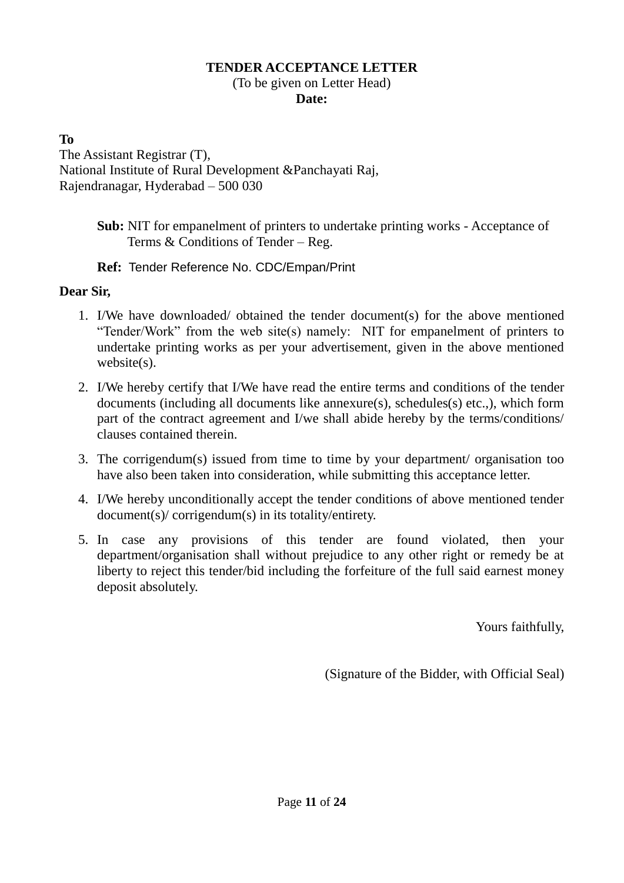**TENDER ACCEPTANCE LETTER**

(To be given on Letter Head)

**Date:**

**To**

The Assistant Registrar (T),
National Institute of Rural Development &Panchayati Raj,
Rajendranagar, Hyderabad – 500 030

**Sub:** NIT for empanelment of printers to undertake printing works - Acceptance of Terms & Conditions of Tender – Reg.

**Ref:** Tender Reference No. CDC/Empan/Print

**Dear Sir,**

1. I/We have downloaded/ obtained the tender document(s) for the above mentioned "Tender/Work" from the web site(s) namely: NIT for empanelment of printers to undertake printing works as per your advertisement, given in the above mentioned website(s).
2. I/We hereby certify that I/We have read the entire terms and conditions of the tender documents (including all documents like annexure(s), schedules(s) etc.,), which form part of the contract agreement and I/we shall abide hereby by the terms/conditions/ clauses contained therein.
3. The corrigendum(s) issued from time to time by your department/ organisation too have also been taken into consideration, while submitting this acceptance letter.
4. I/We hereby unconditionally accept the tender conditions of above mentioned tender document(s)/ corrigendum(s) in its totality/entirety.
5. In case any provisions of this tender are found violated, then your department/organisation shall without prejudice to any other right or remedy be at liberty to reject this tender/bid including the forfeiture of the full said earnest money deposit absolutely.

Yours faithfully,

(Signature of the Bidder, with Official Seal)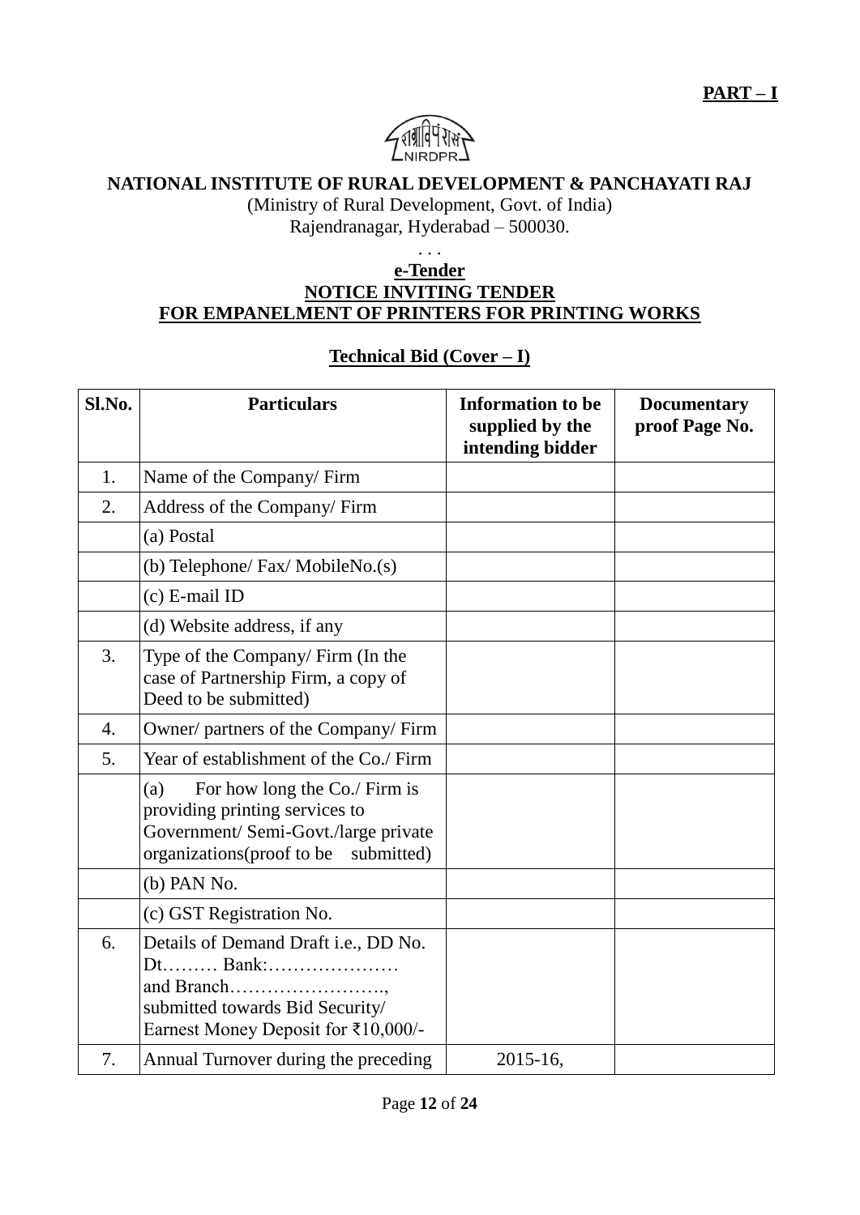**PART – I**

**NATIONAL INSTITUTE OF RURAL DEVELOPMENT & PANCHAYATI RAJ**

(Ministry of Rural Development, Govt. of India)

Rajendranagar, Hyderabad – 500030.

. . .

**e-Tender**

**NOTICE INVITING TENDER**

**FOR EMPANELMENT OF PRINTERS FOR PRINTING WORKS**

**Technical Bid (Cover – I)**

| Sl.No. | Particulars | Information to be supplied by the intending bidder | Documentary proof Page No. |
|---|---|---|---|
| 1. | Name of the Company/ Firm | | |
| 2. | Address of the Company/ Firm | | |
| | (a) Postal | | |
| | (b) Telephone/ Fax/ MobileNo.(s) | | |
| | (c) E-mail ID | | |
| | (d) Website address, if any | | |
| 3. | Type of the Company/ Firm (In the case of Partnership Firm, a copy of Deed to be submitted) | | |
| 4. | Owner/ partners of the Company/ Firm | | |
| 5. | Year of establishment of the Co./ Firm | | |
| | (a) For how long the Co./ Firm is providing printing services to Government/ Semi-Govt./large private organizations(proof to be submitted) | | |
| | (b) PAN No. | | |
| | (c) GST Registration No. | | |
| 6. | Details of Demand Draft i.e., DD No. Dt……… Bank:………………… and Branch……………………., submitted towards Bid Security/ Earnest Money Deposit for ₹10,000/- | | |
| 7. | Annual Turnover during the preceding | 2015-16, | |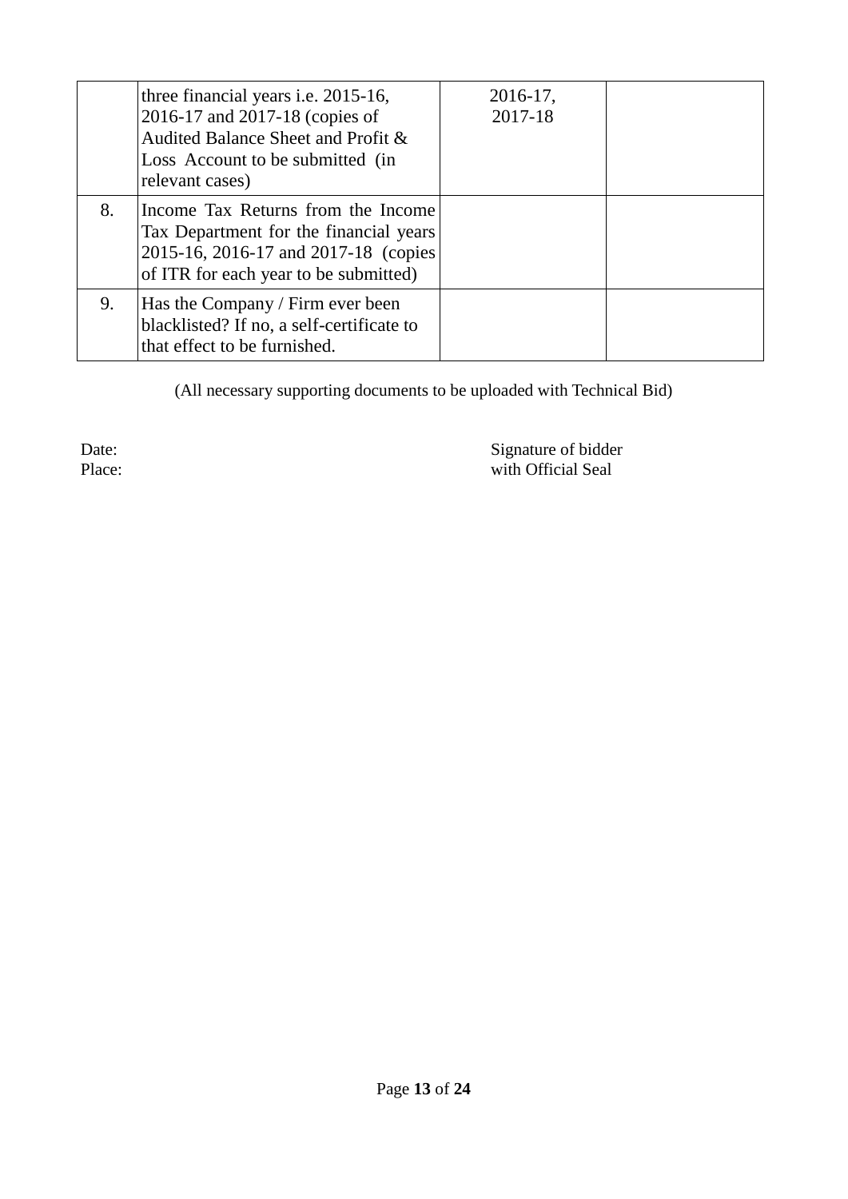| | | | |
|---|---|---|---|
| | three financial years i.e. 2015-16, 2016-17 and 2017-18 (copies of Audited Balance Sheet and Profit & Loss Account to be submitted (in relevant cases) | 2016-17, 2017-18 | |
| 8. | Income Tax Returns from the Income Tax Department for the financial years 2015-16, 2016-17 and 2017-18 (copies of ITR for each year to be submitted) | | |
| 9. | Has the Company / Firm ever been blacklisted? If no, a self-certificate to that effect to be furnished. | | |

(All necessary supporting documents to be uploaded with Technical Bid)

Date:
Place:

Signature of bidder
with Official Seal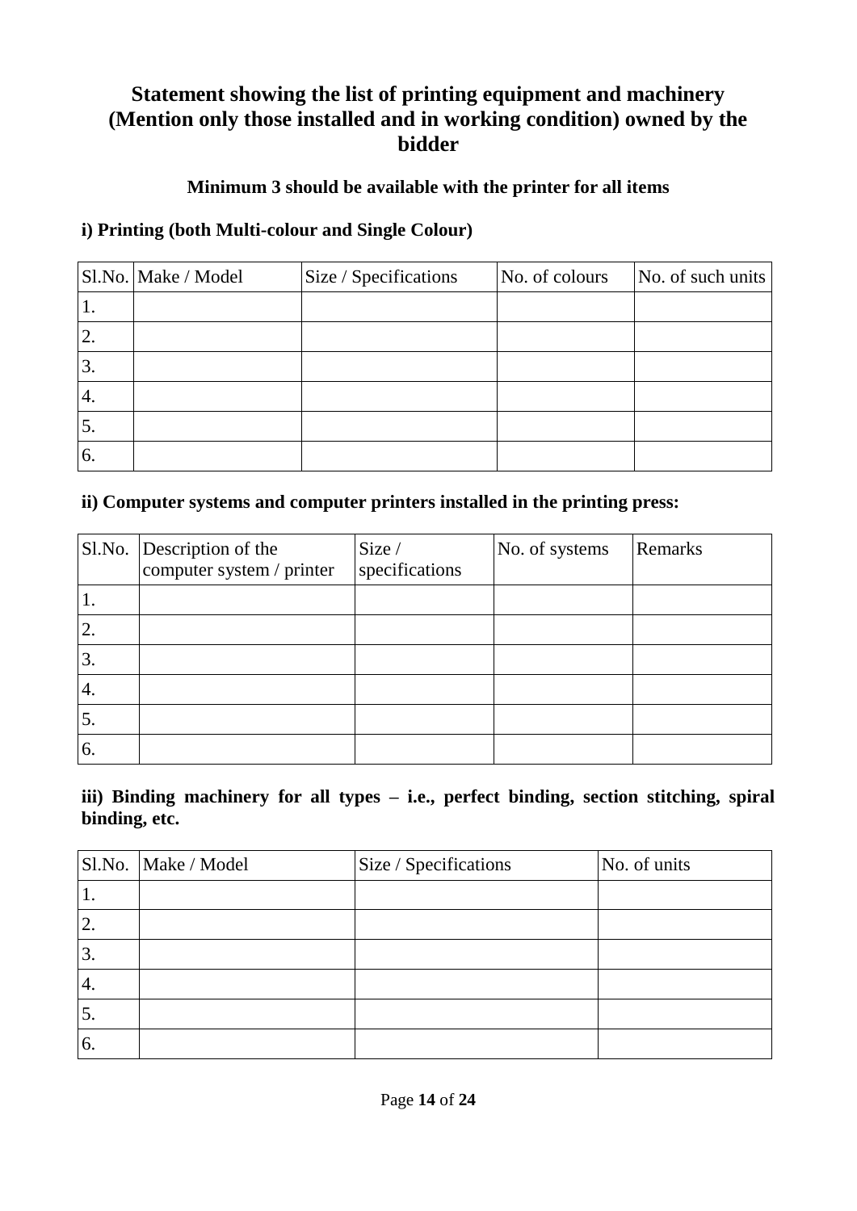## Statement showing the list of printing equipment and machinery (Mention only those installed and in working condition) owned by the bidder

**Minimum 3 should be available with the printer for all items**

**i) Printing (both Multi-colour and Single Colour)**

| Sl.No. | Make / Model | Size / Specifications | No. of colours | No. of such units |
|---|---|---|---|---|
| 1. | | | | |
| 2. | | | | |
| 3. | | | | |
| 4. | | | | |
| 5. | | | | |
| 6. | | | | |

**ii) Computer systems and computer printers installed in the printing press:**

| Sl.No. | Description of the computer system / printer | Size / specifications | No. of systems | Remarks |
|---|---|---|---|---|
| 1. | | | | |
| 2. | | | | |
| 3. | | | | |
| 4. | | | | |
| 5. | | | | |
| 6. | | | | |

**iii) Binding machinery for all types – i.e., perfect binding, section stitching, spiral binding, etc.**

| Sl.No. | Make / Model | Size / Specifications | No. of units |
|---|---|---|---|
| 1. | | | |
| 2. | | | |
| 3. | | | |
| 4. | | | |
| 5. | | | |
| 6. | | | |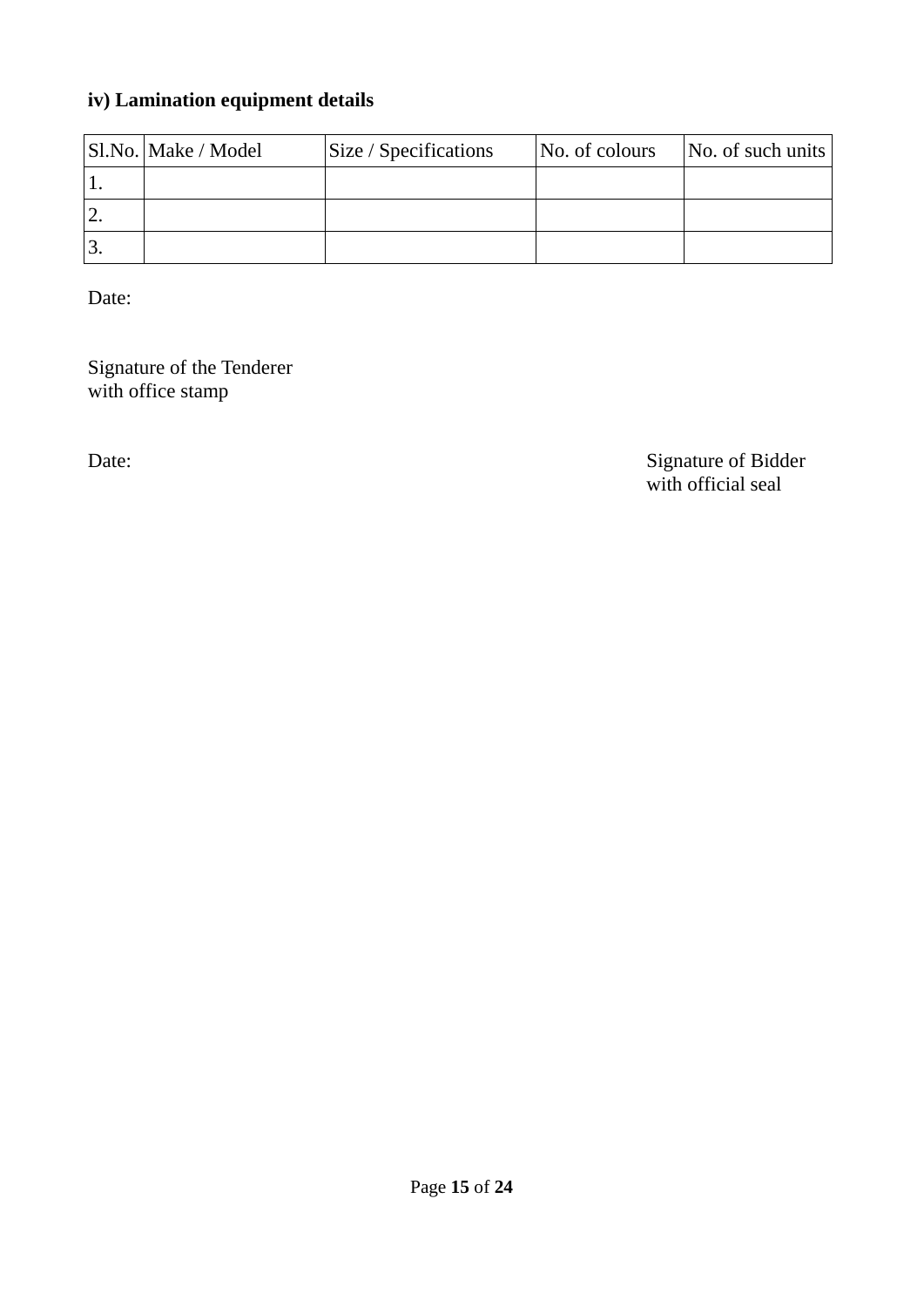**iv) Lamination equipment details**

| Sl.No. | Make / Model | Size / Specifications | No. of colours | No. of such units |
|---|---|---|---|---|
| 1. | | | | |
| 2. | | | | |
| 3. | | | | |

Date:

Signature of the Tenderer
with office stamp

Date:

Signature of Bidder
with official seal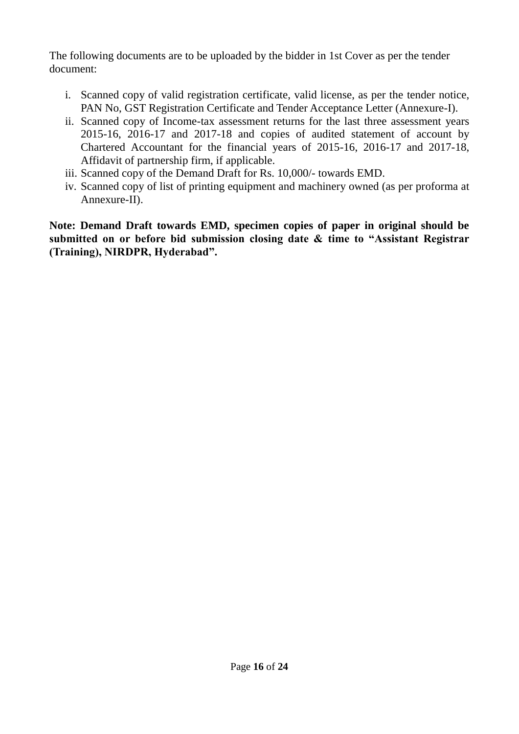The following documents are to be uploaded by the bidder in 1st Cover as per the tender document:

i. Scanned copy of valid registration certificate, valid license, as per the tender notice, PAN No, GST Registration Certificate and Tender Acceptance Letter (Annexure-I).
ii. Scanned copy of Income-tax assessment returns for the last three assessment years 2015-16, 2016-17 and 2017-18 and copies of audited statement of account by Chartered Accountant for the financial years of 2015-16, 2016-17 and 2017-18, Affidavit of partnership firm, if applicable.
iii. Scanned copy of the Demand Draft for Rs. 10,000/- towards EMD.
iv. Scanned copy of list of printing equipment and machinery owned (as per proforma at Annexure-II).

**Note: Demand Draft towards EMD, specimen copies of paper in original should be submitted on or before bid submission closing date & time to "Assistant Registrar (Training), NIRDPR, Hyderabad".**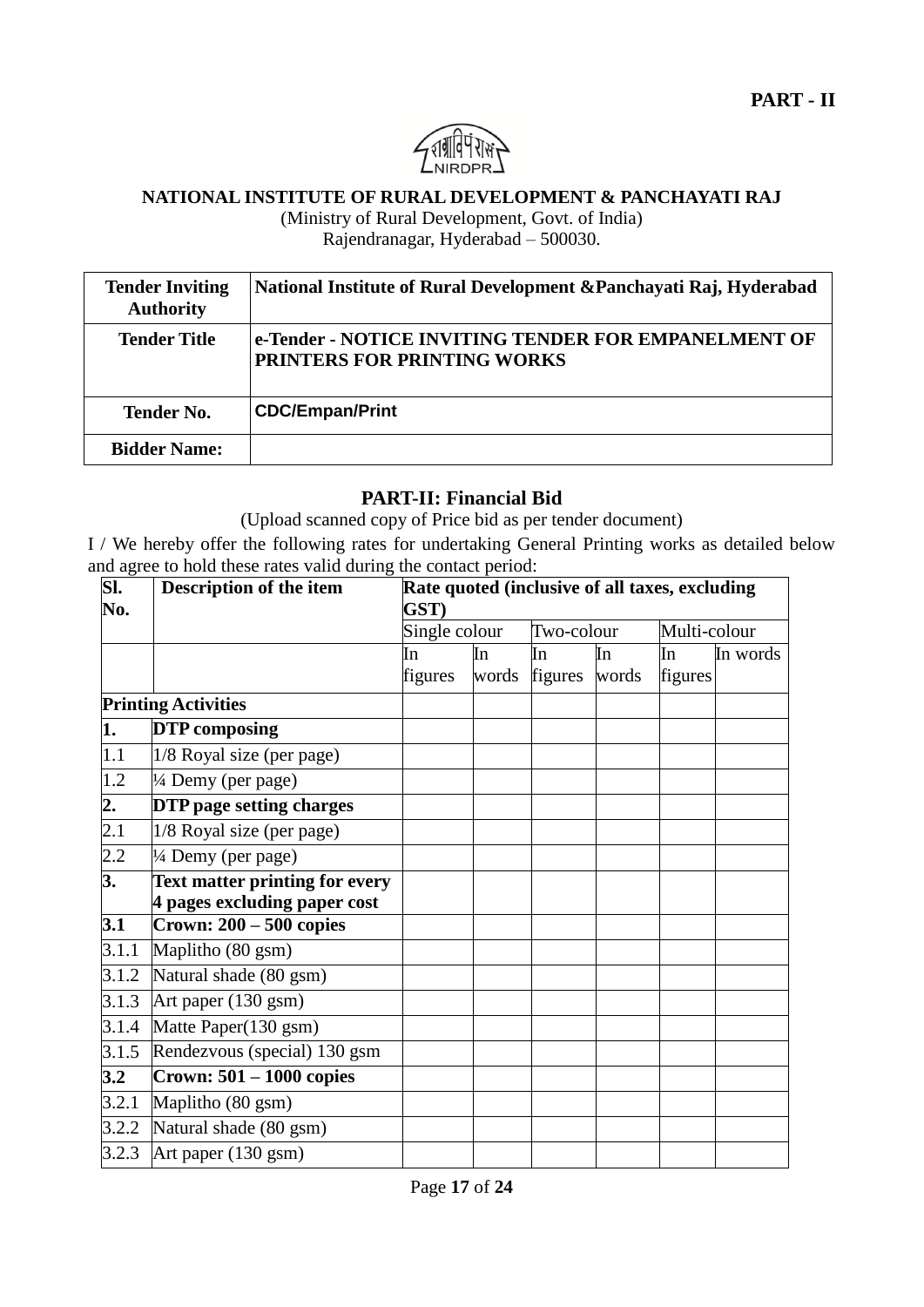PART - II

**NATIONAL INSTITUTE OF RURAL DEVELOPMENT & PANCHAYATI RAJ**

(Ministry of Rural Development, Govt. of India)
Rajendranagar, Hyderabad – 500030.

| | |
|---|---|
| **Tender Inviting Authority** | **National Institute of Rural Development &Panchayati Raj, Hyderabad** |
| **Tender Title** | **e-Tender - NOTICE INVITING TENDER FOR EMPANELMENT OF PRINTERS FOR PRINTING WORKS** |
| **Tender No.** | **CDC/Empan/Print** |
| **Bidder Name:** | |

## PART-II: Financial Bid

(Upload scanned copy of Price bid as per tender document)

I / We hereby offer the following rates for undertaking General Printing works as detailed below and agree to hold these rates valid during the contact period:

| **Sl. No.** | **Description of the item** | **Rate quoted (inclusive of all taxes, excluding GST)** | | | | | |
|---|---|---|---|---|---|---|---|
| | | Single colour | | Two-colour | | Multi-colour | |
| | | In figures | In words | In figures | In words | In figures | In words |
| **Printing Activities** | | | | | | | |
| **1.** | **DTP composing** | | | | | | |
| 1.1 | 1/8 Royal size (per page) | | | | | | |
| 1.2 | ¼ Demy (per page) | | | | | | |
| **2.** | **DTP page setting charges** | | | | | | |
| 2.1 | 1/8 Royal size (per page) | | | | | | |
| 2.2 | ¼ Demy (per page) | | | | | | |
| **3.** | **Text matter printing for every 4 pages excluding paper cost** | | | | | | |
| **3.1** | **Crown: 200 – 500 copies** | | | | | | |
| 3.1.1 | Maplitho (80 gsm) | | | | | | |
| 3.1.2 | Natural shade (80 gsm) | | | | | | |
| 3.1.3 | Art paper (130 gsm) | | | | | | |
| 3.1.4 | Matte Paper(130 gsm) | | | | | | |
| 3.1.5 | Rendezvous (special) 130 gsm | | | | | | |
| **3.2** | **Crown: 501 – 1000 copies** | | | | | | |
| 3.2.1 | Maplitho (80 gsm) | | | | | | |
| 3.2.2 | Natural shade (80 gsm) | | | | | | |
| 3.2.3 | Art paper (130 gsm) | | | | | | |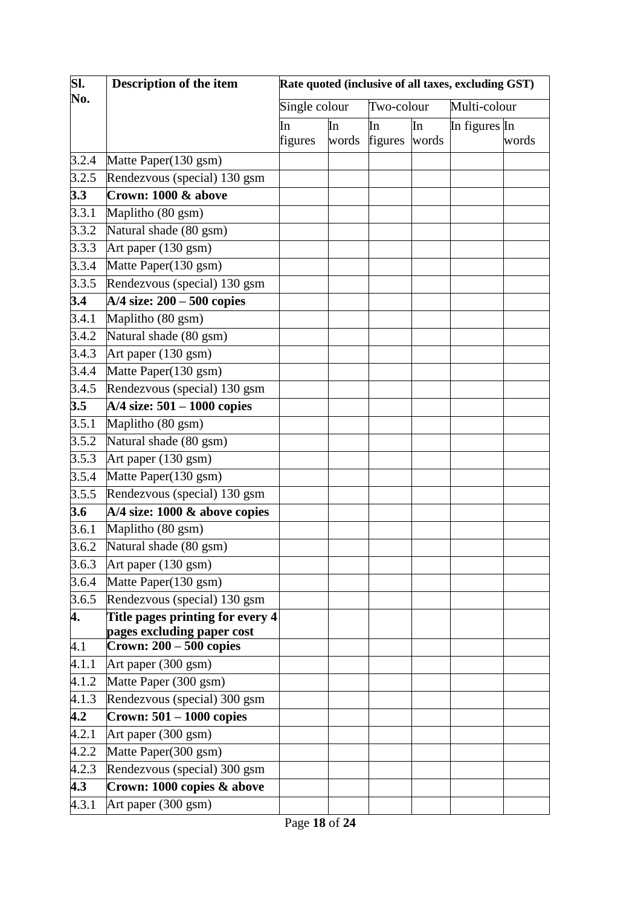| Sl. No. | Description of the item | Rate quoted (inclusive of all taxes, excluding GST) | | | | | |
|---|---|---|---|---|---|---|---|
| | | Single colour | | Two-colour | | Multi-colour | |
| | | In figures | In words | In figures | In words | In figures | In words |
| 3.2.4 | Matte Paper(130 gsm) | | | | | | |
| 3.2.5 | Rendezvous (special) 130 gsm | | | | | | |
| **3.3** | **Crown: 1000 & above** | | | | | | |
| 3.3.1 | Maplitho (80 gsm) | | | | | | |
| 3.3.2 | Natural shade (80 gsm) | | | | | | |
| 3.3.3 | Art paper (130 gsm) | | | | | | |
| 3.3.4 | Matte Paper(130 gsm) | | | | | | |
| 3.3.5 | Rendezvous (special) 130 gsm | | | | | | |
| **3.4** | **A/4 size: 200 – 500 copies** | | | | | | |
| 3.4.1 | Maplitho (80 gsm) | | | | | | |
| 3.4.2 | Natural shade (80 gsm) | | | | | | |
| 3.4.3 | Art paper (130 gsm) | | | | | | |
| 3.4.4 | Matte Paper(130 gsm) | | | | | | |
| 3.4.5 | Rendezvous (special) 130 gsm | | | | | | |
| **3.5** | **A/4 size: 501 – 1000 copies** | | | | | | |
| 3.5.1 | Maplitho (80 gsm) | | | | | | |
| 3.5.2 | Natural shade (80 gsm) | | | | | | |
| 3.5.3 | Art paper (130 gsm) | | | | | | |
| 3.5.4 | Matte Paper(130 gsm) | | | | | | |
| 3.5.5 | Rendezvous (special) 130 gsm | | | | | | |
| **3.6** | **A/4 size: 1000 & above copies** | | | | | | |
| 3.6.1 | Maplitho (80 gsm) | | | | | | |
| 3.6.2 | Natural shade (80 gsm) | | | | | | |
| 3.6.3 | Art paper (130 gsm) | | | | | | |
| 3.6.4 | Matte Paper(130 gsm) | | | | | | |
| 3.6.5 | Rendezvous (special) 130 gsm | | | | | | |
| **4.** | **Title pages printing for every 4 pages excluding paper cost** | | | | | | |
| 4.1 | **Crown: 200 – 500 copies** | | | | | | |
| 4.1.1 | Art paper (300 gsm) | | | | | | |
| 4.1.2 | Matte Paper (300 gsm) | | | | | | |
| 4.1.3 | Rendezvous (special) 300 gsm | | | | | | |
| **4.2** | **Crown: 501 – 1000 copies** | | | | | | |
| 4.2.1 | Art paper (300 gsm) | | | | | | |
| 4.2.2 | Matte Paper(300 gsm) | | | | | | |
| 4.2.3 | Rendezvous (special) 300 gsm | | | | | | |
| **4.3** | **Crown: 1000 copies & above** | | | | | | |
| 4.3.1 | Art paper (300 gsm) | | | | | | |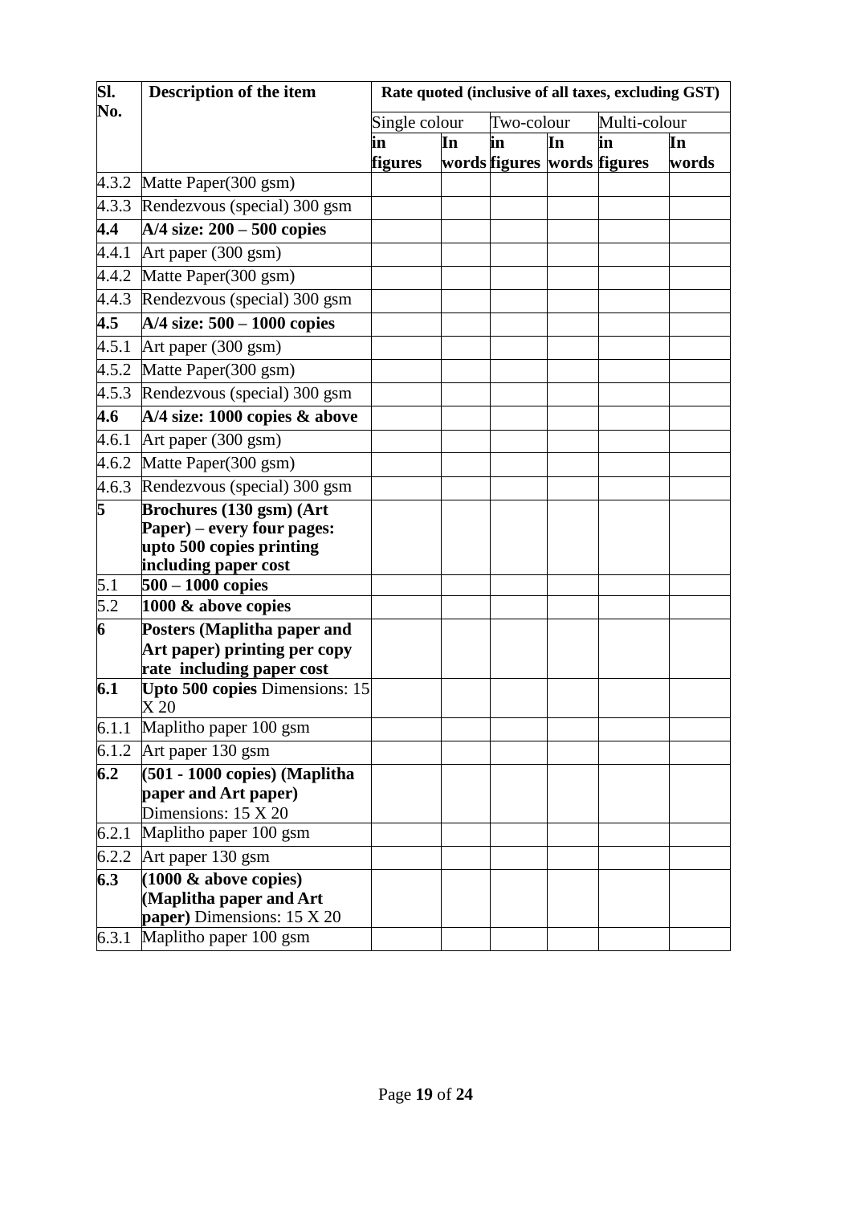| Sl. No. | Description of the item | Rate quoted (inclusive of all taxes, excluding GST) | | | | | |
|---|---|---|---|---|---|---|---|
| | | Single colour | | Two-colour | | Multi-colour | |
| | | **in figures** | **In words** | **in figures** | **In words** | **in figures** | **In words** |
| 4.3.2 | Matte Paper(300 gsm) | | | | | | |
| 4.3.3 | Rendezvous (special) 300 gsm | | | | | | |
| **4.4** | **A/4 size: 200 – 500 copies** | | | | | | |
| 4.4.1 | Art paper (300 gsm) | | | | | | |
| 4.4.2 | Matte Paper(300 gsm) | | | | | | |
| 4.4.3 | Rendezvous (special) 300 gsm | | | | | | |
| **4.5** | **A/4 size: 500 – 1000 copies** | | | | | | |
| 4.5.1 | Art paper (300 gsm) | | | | | | |
| 4.5.2 | Matte Paper(300 gsm) | | | | | | |
| 4.5.3 | Rendezvous (special) 300 gsm | | | | | | |
| **4.6** | **A/4 size: 1000 copies & above** | | | | | | |
| 4.6.1 | Art paper (300 gsm) | | | | | | |
| 4.6.2 | Matte Paper(300 gsm) | | | | | | |
| 4.6.3 | Rendezvous (special) 300 gsm | | | | | | |
| **5** | **Brochures (130 gsm) (Art Paper) – every four pages: upto 500 copies printing including paper cost** | | | | | | |
| 5.1 | **500 – 1000 copies** | | | | | | |
| 5.2 | **1000 & above copies** | | | | | | |
| **6** | **Posters (Maplitha paper and Art paper) printing per copy rate including paper cost** | | | | | | |
| **6.1** | **Upto 500 copies** Dimensions: 15 X 20 | | | | | | |
| 6.1.1 | Maplitho paper 100 gsm | | | | | | |
| 6.1.2 | Art paper 130 gsm | | | | | | |
| **6.2** | **(501 - 1000 copies) (Maplitha paper and Art paper)** Dimensions: 15 X 20 | | | | | | |
| 6.2.1 | Maplitho paper 100 gsm | | | | | | |
| 6.2.2 | Art paper 130 gsm | | | | | | |
| **6.3** | **(1000 & above copies) (Maplitha paper and Art paper)** Dimensions: 15 X 20 | | | | | | |
| 6.3.1 | Maplitho paper 100 gsm | | | | | | |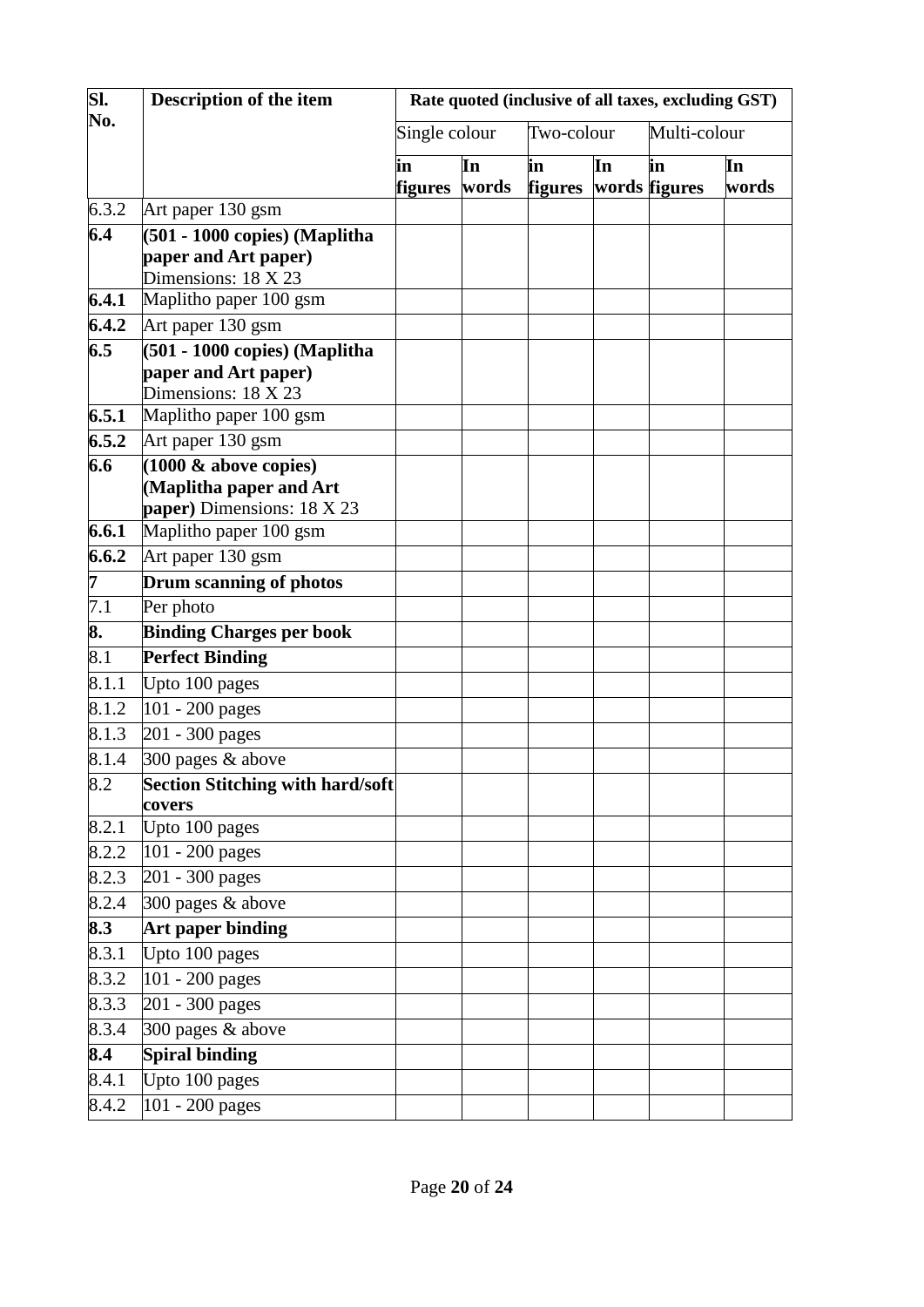| Sl. No. | Description of the item | Rate quoted (inclusive of all taxes, excluding GST) | | | | | |
|---|---|---|---|---|---|---|---|
| | | Single colour | | Two-colour | | Multi-colour | |
| | | in figures | In words | in figures | In words | in figures | In words |
| 6.3.2 | Art paper 130 gsm | | | | | | |
| **6.4** | **(501 - 1000 copies) (Maplitha paper and Art paper)** Dimensions: 18 X 23 | | | | | | |
| **6.4.1** | Maplitho paper 100 gsm | | | | | | |
| **6.4.2** | Art paper 130 gsm | | | | | | |
| **6.5** | **(501 - 1000 copies) (Maplitha paper and Art paper)** Dimensions: 18 X 23 | | | | | | |
| **6.5.1** | Maplitho paper 100 gsm | | | | | | |
| **6.5.2** | Art paper 130 gsm | | | | | | |
| **6.6** | **(1000 & above copies) (Maplitha paper and Art paper)** Dimensions: 18 X 23 | | | | | | |
| **6.6.1** | Maplitho paper 100 gsm | | | | | | |
| **6.6.2** | Art paper 130 gsm | | | | | | |
| **7** | **Drum scanning of photos** | | | | | | |
| 7.1 | Per photo | | | | | | |
| **8.** | **Binding Charges per book** | | | | | | |
| 8.1 | **Perfect Binding** | | | | | | |
| 8.1.1 | Upto 100 pages | | | | | | |
| 8.1.2 | 101 - 200 pages | | | | | | |
| 8.1.3 | 201 - 300 pages | | | | | | |
| 8.1.4 | 300 pages & above | | | | | | |
| 8.2 | **Section Stitching with hard/soft covers** | | | | | | |
| 8.2.1 | Upto 100 pages | | | | | | |
| 8.2.2 | 101 - 200 pages | | | | | | |
| 8.2.3 | 201 - 300 pages | | | | | | |
| 8.2.4 | 300 pages & above | | | | | | |
| **8.3** | **Art paper binding** | | | | | | |
| 8.3.1 | Upto 100 pages | | | | | | |
| 8.3.2 | 101 - 200 pages | | | | | | |
| 8.3.3 | 201 - 300 pages | | | | | | |
| 8.3.4 | 300 pages & above | | | | | | |
| **8.4** | **Spiral binding** | | | | | | |
| 8.4.1 | Upto 100 pages | | | | | | |
| 8.4.2 | 101 - 200 pages | | | | | | |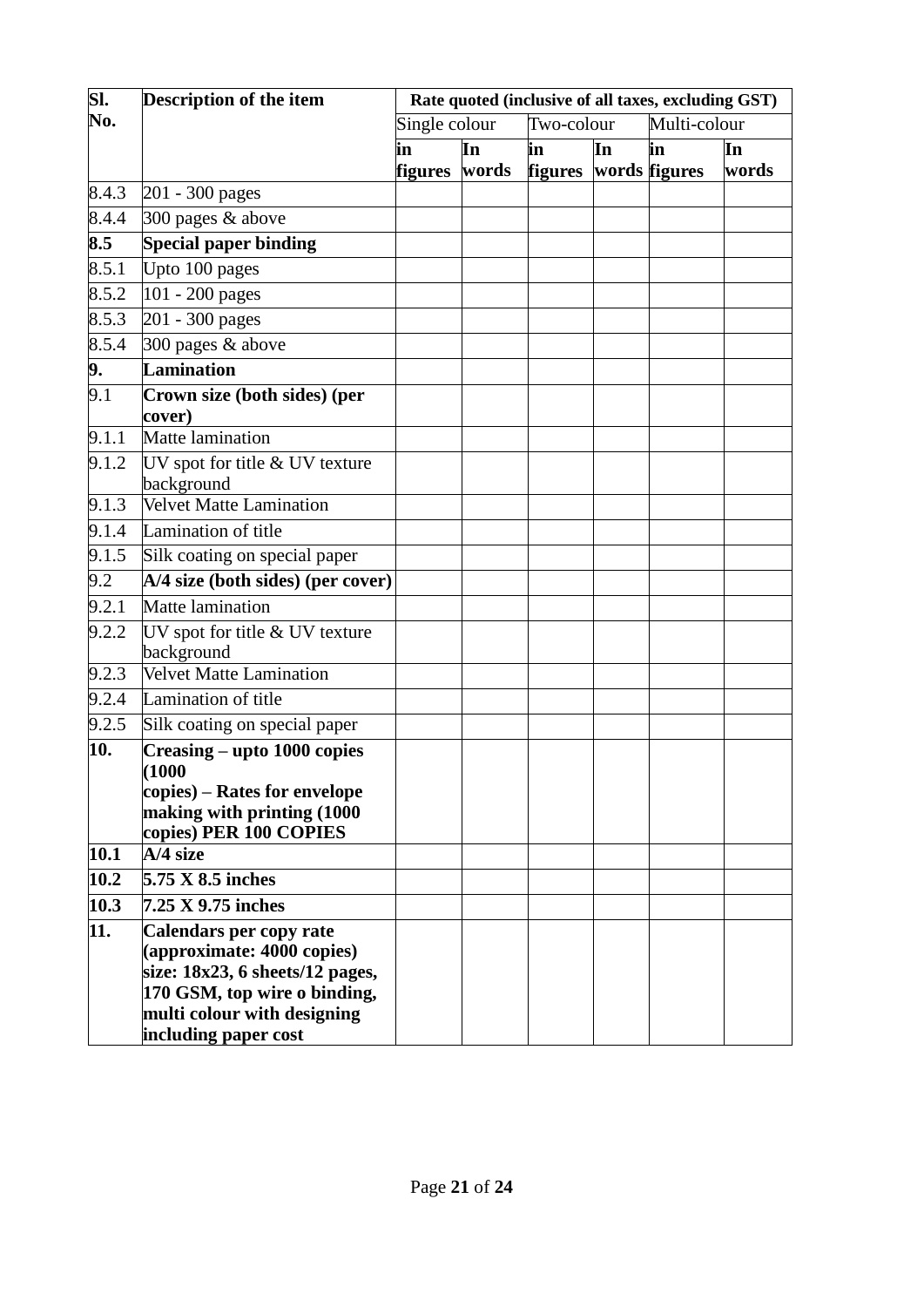| Sl. No. | Description of the item | Rate quoted (inclusive of all taxes, excluding GST) | | | | | |
|---|---|---|---|---|---|---|---|
| | | Single colour | | Two-colour | | Multi-colour | |
| | | in figures | In words | in figures | In words | in figures | In words |
| 8.4.3 | 201 - 300 pages | | | | | | |
| 8.4.4 | 300 pages & above | | | | | | |
| **8.5** | **Special paper binding** | | | | | | |
| 8.5.1 | Upto 100 pages | | | | | | |
| 8.5.2 | 101 - 200 pages | | | | | | |
| 8.5.3 | 201 - 300 pages | | | | | | |
| 8.5.4 | 300 pages & above | | | | | | |
| **9.** | **Lamination** | | | | | | |
| 9.1 | **Crown size (both sides) (per cover)** | | | | | | |
| 9.1.1 | Matte lamination | | | | | | |
| 9.1.2 | UV spot for title & UV texture background | | | | | | |
| 9.1.3 | Velvet Matte Lamination | | | | | | |
| 9.1.4 | Lamination of title | | | | | | |
| 9.1.5 | Silk coating on special paper | | | | | | |
| 9.2 | **A/4 size (both sides) (per cover)** | | | | | | |
| 9.2.1 | Matte lamination | | | | | | |
| 9.2.2 | UV spot for title & UV texture background | | | | | | |
| 9.2.3 | Velvet Matte Lamination | | | | | | |
| 9.2.4 | Lamination of title | | | | | | |
| 9.2.5 | Silk coating on special paper | | | | | | |
| **10.** | **Creasing – upto 1000 copies (1000 copies) – Rates for envelope making with printing (1000 copies) PER 100 COPIES** | | | | | | |
| **10.1** | **A/4 size** | | | | | | |
| **10.2** | **5.75 X 8.5 inches** | | | | | | |
| **10.3** | **7.25 X 9.75 inches** | | | | | | |
| **11.** | **Calendars per copy rate (approximate: 4000 copies) size: 18x23, 6 sheets/12 pages, 170 GSM, top wire o binding, multi colour with designing including paper cost** | | | | | | |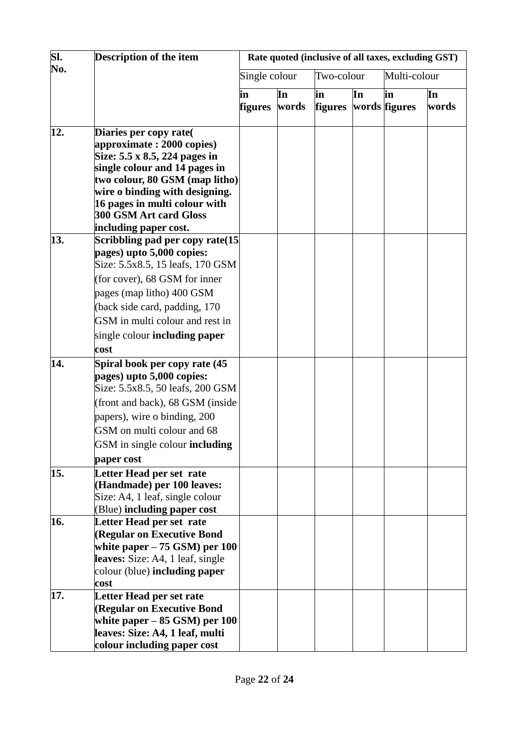| Sl. No. | Description of the item | Rate quoted (inclusive of all taxes, excluding GST) | | | | | |
|---|---|---|---|---|---|---|---|
| | | Single colour | | Two-colour | | Multi-colour | |
| | | in figures | In words | in figures | In words | in figures | In words |
| 12. | **Diaries per copy rate( approximate : 2000 copies) Size: 5.5 x 8.5, 224 pages in single colour and 14 pages in two colour, 80 GSM (map litho) wire o binding with designing. 16 pages in multi colour with 300 GSM Art card Gloss including paper cost.** | | | | | | |
| 13. | **Scribbling pad per copy rate(15 pages) upto 5,000 copies:** Size: 5.5x8.5, 15 leafs, 170 GSM (for cover), 68 GSM for inner pages (map litho) 400 GSM (back side card, padding, 170 GSM in multi colour and rest in single colour **including paper cost** | | | | | | |
| 14. | **Spiral book per copy rate (45 pages) upto 5,000 copies:** Size: 5.5x8.5, 50 leafs, 200 GSM (front and back), 68 GSM (inside papers), wire o binding, 200 GSM on multi colour and 68 GSM in single colour **including paper cost** | | | | | | |
| 15. | **Letter Head per set rate (Handmade) per 100 leaves:** Size: A4, 1 leaf, single colour (Blue) **including paper cost** | | | | | | |
| 16. | **Letter Head per set rate (Regular on Executive Bond white paper – 75 GSM) per 100 leaves:** Size: A4, 1 leaf, single colour (blue) **including paper cost** | | | | | | |
| 17. | **Letter Head per set rate (Regular on Executive Bond white paper – 85 GSM) per 100 leaves: Size: A4, 1 leaf, multi colour including paper cost** | | | | | | |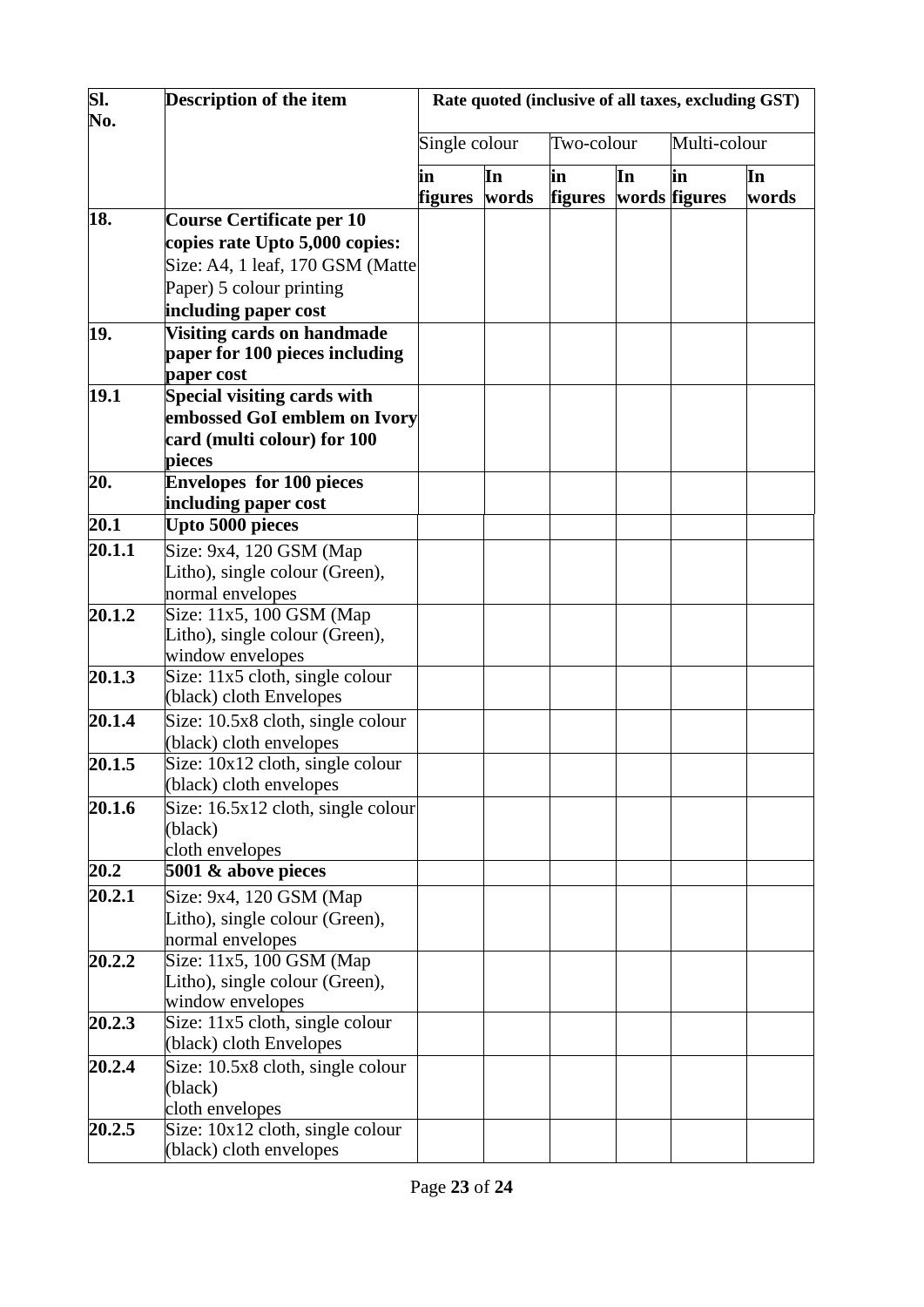| Sl. No. | Description of the item | Rate quoted (inclusive of all taxes, excluding GST) | | | | | |
|---|---|---|---|---|---|---|---|
| | | Single colour | | Two-colour | | Multi-colour | |
| | | **in figures** | **In words** | **in figures** | **In words** | **in figures** | **In words** |
| **18.** | **Course Certificate per 10 copies rate Upto 5,000 copies:** Size: A4, 1 leaf, 170 GSM (Matte Paper) 5 colour printing **including paper cost** | | | | | | |
| **19.** | **Visiting cards on handmade paper for 100 pieces including paper cost** | | | | | | |
| **19.1** | **Special visiting cards with embossed GoI emblem on Ivory card (multi colour) for 100 pieces** | | | | | | |
| **20.** | **Envelopes for 100 pieces including paper cost** | | | | | | |
| **20.1** | **Upto 5000 pieces** | | | | | | |
| **20.1.1** | Size: 9x4, 120 GSM (Map Litho), single colour (Green), normal envelopes | | | | | | |
| **20.1.2** | Size: 11x5, 100 GSM (Map Litho), single colour (Green), window envelopes | | | | | | |
| **20.1.3** | Size: 11x5 cloth, single colour (black) cloth Envelopes | | | | | | |
| **20.1.4** | Size: 10.5x8 cloth, single colour (black) cloth envelopes | | | | | | |
| **20.1.5** | Size: 10x12 cloth, single colour (black) cloth envelopes | | | | | | |
| **20.1.6** | Size: 16.5x12 cloth, single colour (black) cloth envelopes | | | | | | |
| **20.2** | **5001 & above pieces** | | | | | | |
| **20.2.1** | Size: 9x4, 120 GSM (Map Litho), single colour (Green), normal envelopes | | | | | | |
| **20.2.2** | Size: 11x5, 100 GSM (Map Litho), single colour (Green), window envelopes | | | | | | |
| **20.2.3** | Size: 11x5 cloth, single colour (black) cloth Envelopes | | | | | | |
| **20.2.4** | Size: 10.5x8 cloth, single colour (black) cloth envelopes | | | | | | |
| **20.2.5** | Size: 10x12 cloth, single colour (black) cloth envelopes | | | | | | |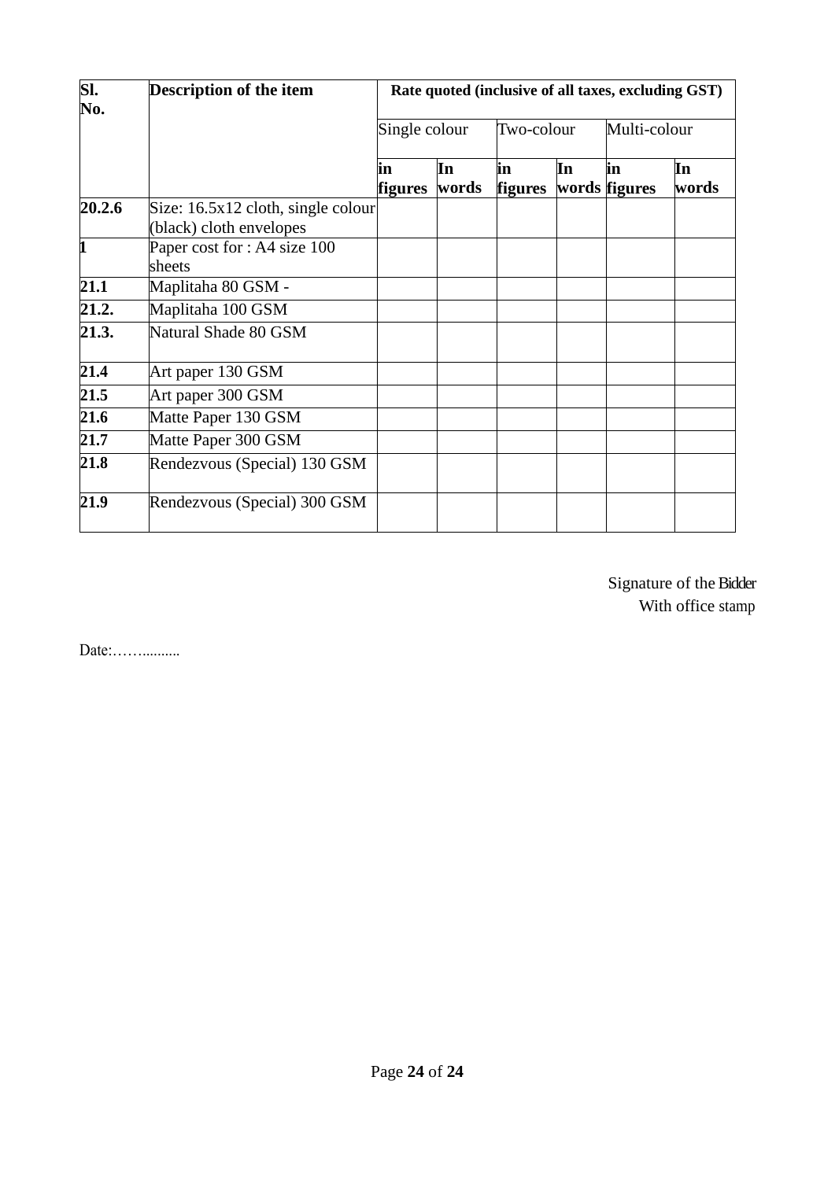| Sl. No. | Description of the item | Rate quoted (inclusive of all taxes, excluding GST) | | | | | |
|---|---|---|---|---|---|---|---|
| | | Single colour | | Two-colour | | Multi-colour | |
| | | **in figures** | **In words** | **in figures** | **In words** | **in figures** | **In words** |
| **20.2.6** | Size: 16.5x12 cloth, single colour (black) cloth envelopes | | | | | | |
| **1** | Paper cost for : A4 size 100 sheets | | | | | | |
| **21.1** | Maplitaha 80 GSM - | | | | | | |
| **21.2.** | Maplitaha 100 GSM | | | | | | |
| **21.3.** | Natural Shade 80 GSM | | | | | | |
| **21.4** | Art paper 130 GSM | | | | | | |
| **21.5** | Art paper 300 GSM | | | | | | |
| **21.6** | Matte Paper 130 GSM | | | | | | |
| **21.7** | Matte Paper 300 GSM | | | | | | |
| **21.8** | Rendezvous (Special) 130 GSM | | | | | | |
| **21.9** | Rendezvous (Special) 300 GSM | | | | | | |

Signature of the Bidder
With office stamp

Date:……..........